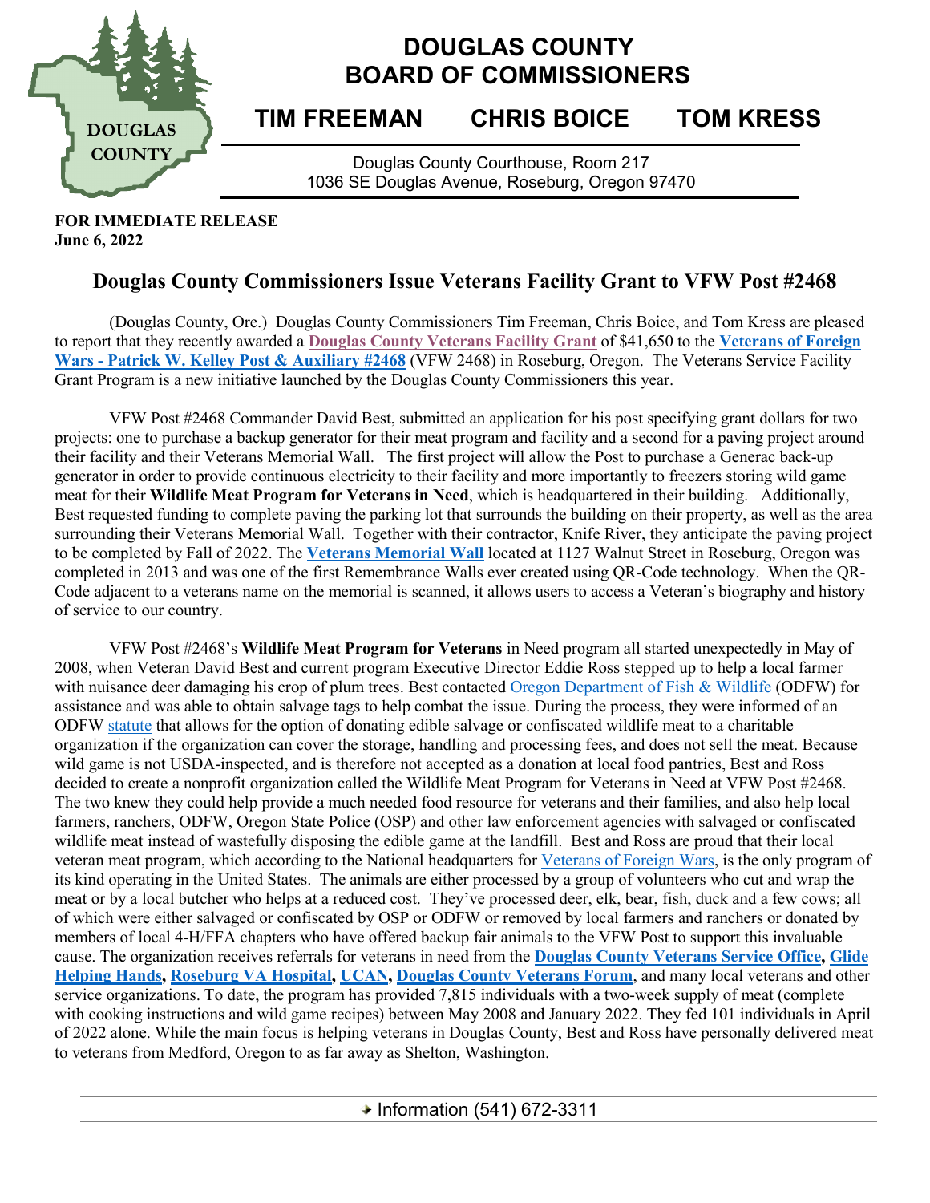# DOUGLAS COUNTY BOARD OF COMMISSIONERS

## TIM FREEMAN CHRIS BOICE TOM KRESS

Douglas County Courthouse, Room 217
1036 SE Douglas Avenue, Roseburg, Oregon 97470

**FOR IMMEDIATE RELEASE**
**June 6, 2022**

## Douglas County Commissioners Issue Veterans Facility Grant to VFW Post #2468

(Douglas County, Ore.) Douglas County Commissioners Tim Freeman, Chris Boice, and Tom Kress are pleased to report that they recently awarded a **Douglas County Veterans Facility Grant** of $41,650 to the **Veterans of Foreign Wars - Patrick W. Kelley Post & Auxiliary #2468** (VFW 2468) in Roseburg, Oregon. The Veterans Service Facility Grant Program is a new initiative launched by the Douglas County Commissioners this year.

VFW Post #2468 Commander David Best, submitted an application for his post specifying grant dollars for two projects: one to purchase a backup generator for their meat program and facility and a second for a paving project around their facility and their Veterans Memorial Wall. The first project will allow the Post to purchase a Generac back-up generator in order to provide continuous electricity to their facility and more importantly to freezers storing wild game meat for their **Wildlife Meat Program for Veterans in Need**, which is headquartered in their building. Additionally, Best requested funding to complete paving the parking lot that surrounds the building on their property, as well as the area surrounding their Veterans Memorial Wall. Together with their contractor, Knife River, they anticipate the paving project to be completed by Fall of 2022. The **Veterans Memorial Wall** located at 1127 Walnut Street in Roseburg, Oregon was completed in 2013 and was one of the first Remembrance Walls ever created using QR-Code technology. When the QR-Code adjacent to a veterans name on the memorial is scanned, it allows users to access a Veteran's biography and history of service to our country.

VFW Post #2468's **Wildlife Meat Program for Veterans** in Need program all started unexpectedly in May of 2008, when Veteran David Best and current program Executive Director Eddie Ross stepped up to help a local farmer with nuisance deer damaging his crop of plum trees. Best contacted Oregon Department of Fish & Wildlife (ODFW) for assistance and was able to obtain salvage tags to help combat the issue. During the process, they were informed of an ODFW statute that allows for the option of donating edible salvage or confiscated wildlife meat to a charitable organization if the organization can cover the storage, handling and processing fees, and does not sell the meat. Because wild game is not USDA-inspected, and is therefore not accepted as a donation at local food pantries, Best and Ross decided to create a nonprofit organization called the Wildlife Meat Program for Veterans in Need at VFW Post #2468. The two knew they could help provide a much needed food resource for veterans and their families, and also help local farmers, ranchers, ODFW, Oregon State Police (OSP) and other law enforcement agencies with salvaged or confiscated wildlife meat instead of wastefully disposing the edible game at the landfill. Best and Ross are proud that their local veteran meat program, which according to the National headquarters for Veterans of Foreign Wars, is the only program of its kind operating in the United States. The animals are either processed by a group of volunteers who cut and wrap the meat or by a local butcher who helps at a reduced cost. They've processed deer, elk, bear, fish, duck and a few cows; all of which were either salvaged or confiscated by OSP or ODFW or removed by local farmers and ranchers or donated by members of local 4-H/FFA chapters who have offered backup fair animals to the VFW Post to support this invaluable cause. The organization receives referrals for veterans in need from the **Douglas County Veterans Service Office**, **Glide Helping Hands**, **Roseburg VA Hospital**, **UCAN**, **Douglas County Veterans Forum**, and many local veterans and other service organizations. To date, the program has provided 7,815 individuals with a two-week supply of meat (complete with cooking instructions and wild game recipes) between May 2008 and January 2022. They fed 101 individuals in April of 2022 alone. While the main focus is helping veterans in Douglas County, Best and Ross have personally delivered meat to veterans from Medford, Oregon to as far away as Shelton, Washington.

Information (541) 672-3311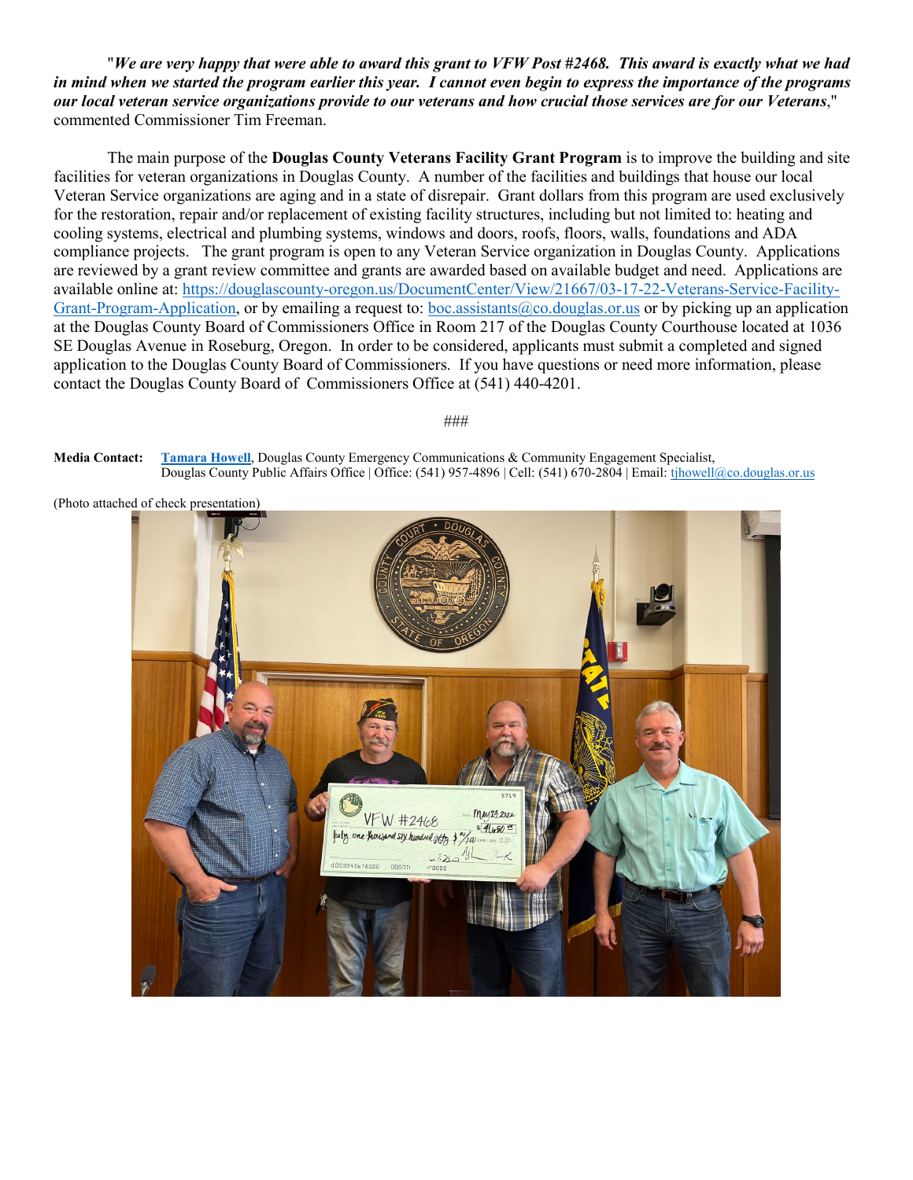"*We are very happy that were able to award this grant to VFW Post #2468. This award is exactly what we had in mind when we started the program earlier this year. I cannot even begin to express the importance of the programs our local veteran service organizations provide to our veterans and how crucial those services are for our Veterans*," commented Commissioner Tim Freeman.

The main purpose of the **Douglas County Veterans Facility Grant Program** is to improve the building and site facilities for veteran organizations in Douglas County. A number of the facilities and buildings that house our local Veteran Service organizations are aging and in a state of disrepair. Grant dollars from this program are used exclusively for the restoration, repair and/or replacement of existing facility structures, including but not limited to: heating and cooling systems, electrical and plumbing systems, windows and doors, roofs, floors, walls, foundations and ADA compliance projects. The grant program is open to any Veteran Service organization in Douglas County. Applications are reviewed by a grant review committee and grants are awarded based on available budget and need. Applications are available online at: https://douglascounty-oregon.us/DocumentCenter/View/21667/03-17-22-Veterans-Service-Facility-Grant-Program-Application, or by emailing a request to: boc.assistants@co.douglas.or.us or by picking up an application at the Douglas County Board of Commissioners Office in Room 217 of the Douglas County Courthouse located at 1036 SE Douglas Avenue in Roseburg, Oregon. In order to be considered, applicants must submit a completed and signed application to the Douglas County Board of Commissioners. If you have questions or need more information, please contact the Douglas County Board of Commissioners Office at (541) 440-4201.

###

**Media Contact:** **Tamara Howell**, Douglas County Emergency Communications & Community Engagement Specialist, Douglas County Public Affairs Office | Office: (541) 957-4896 | Cell: (541) 670-2804 | Email: tjhowell@co.douglas.or.us

(Photo attached of check presentation)